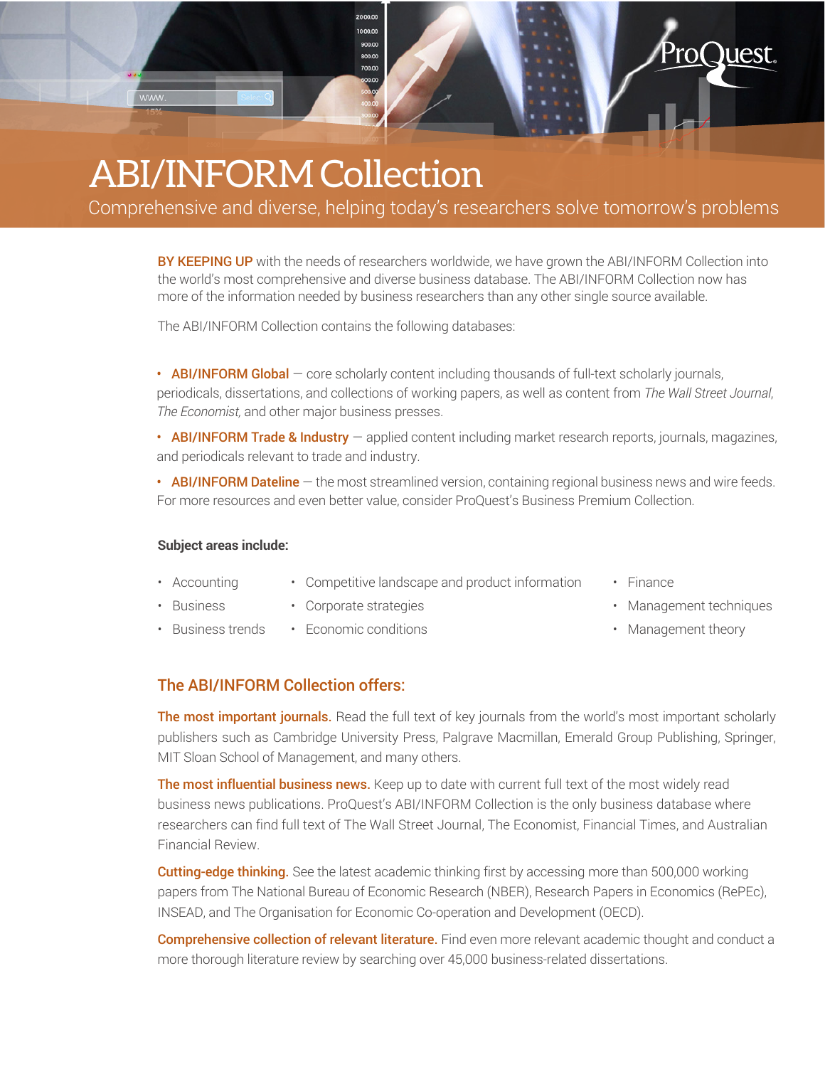# ABI/INFORM Collection

Comprehensive and diverse, helping today's researchers solve tomorrow's problems

**BY KEEPING UP** with the needs of researchers worldwide, we have grown the ABI/INFORM Collection into the world's most comprehensive and diverse business database. The ABI/INFORM Collection now has more of the information needed by business researchers than any other single source available.

The ABI/INFORM Collection contains the following databases:

- **ABI/INFORM Global** — core scholarly content including thousands of full-text scholarly journals, periodicals, dissertations, and collections of working papers, as well as content from *The Wall Street Journal*, *The Economist,* and other major business presses.
- **ABI/INFORM Trade & Industry** — applied content including market research reports, journals, magazines, and periodicals relevant to trade and industry.
- **ABI/INFORM Dateline** — the most streamlined version, containing regional business news and wire feeds. For more resources and even better value, consider ProQuest's Business Premium Collection.

**Subject areas include:**

- Accounting
- Business
- Business trends
- Competitive landscape and product information
- Corporate strategies
- Economic conditions
- Finance
- Management techniques
- Management theory

## The ABI/INFORM Collection offers:

**The most important journals.** Read the full text of key journals from the world's most important scholarly publishers such as Cambridge University Press, Palgrave Macmillan, Emerald Group Publishing, Springer, MIT Sloan School of Management, and many others.

**The most influential business news.** Keep up to date with current full text of the most widely read business news publications. ProQuest's ABI/INFORM Collection is the only business database where researchers can find full text of The Wall Street Journal, The Economist, Financial Times, and Australian Financial Review.

**Cutting-edge thinking.** See the latest academic thinking first by accessing more than 500,000 working papers from The National Bureau of Economic Research (NBER), Research Papers in Economics (RePEc), INSEAD, and The Organisation for Economic Co-operation and Development (OECD).

**Comprehensive collection of relevant literature.** Find even more relevant academic thought and conduct a more thorough literature review by searching over 45,000 business-related dissertations.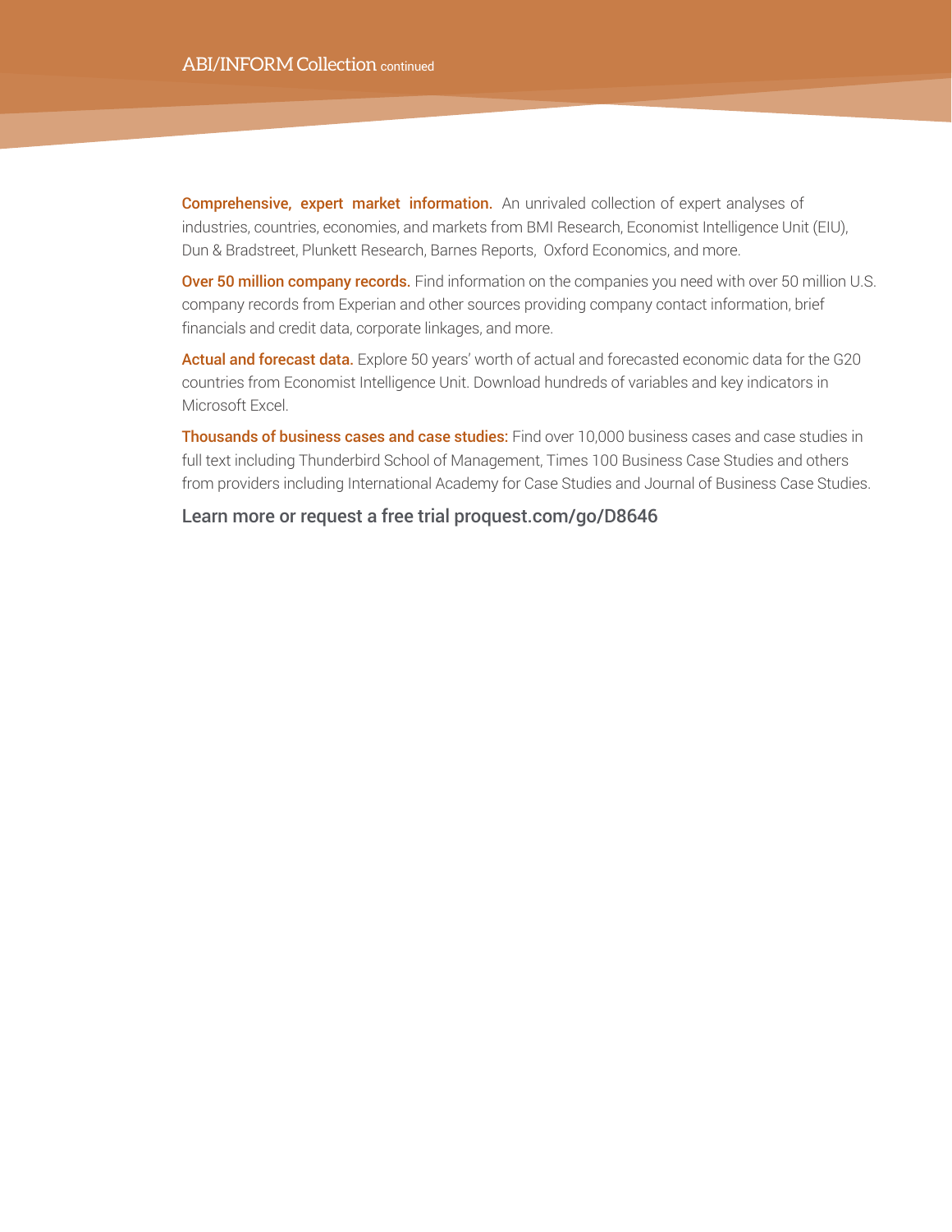**Comprehensive, expert market information.** An unrivaled collection of expert analyses of industries, countries, economies, and markets from BMI Research, Economist Intelligence Unit (EIU), Dun & Bradstreet, Plunkett Research, Barnes Reports, Oxford Economics, and more.

**Over 50 million company records.** Find information on the companies you need with over 50 million U.S. company records from Experian and other sources providing company contact information, brief financials and credit data, corporate linkages, and more.

**Actual and forecast data.** Explore 50 years' worth of actual and forecasted economic data for the G20 countries from Economist Intelligence Unit. Download hundreds of variables and key indicators in Microsoft Excel.

**Thousands of business cases and case studies:** Find over 10,000 business cases and case studies in full text including Thunderbird School of Management, Times 100 Business Case Studies and others from providers including International Academy for Case Studies and Journal of Business Case Studies.

Learn more or request a free trial proquest.com/go/D8646